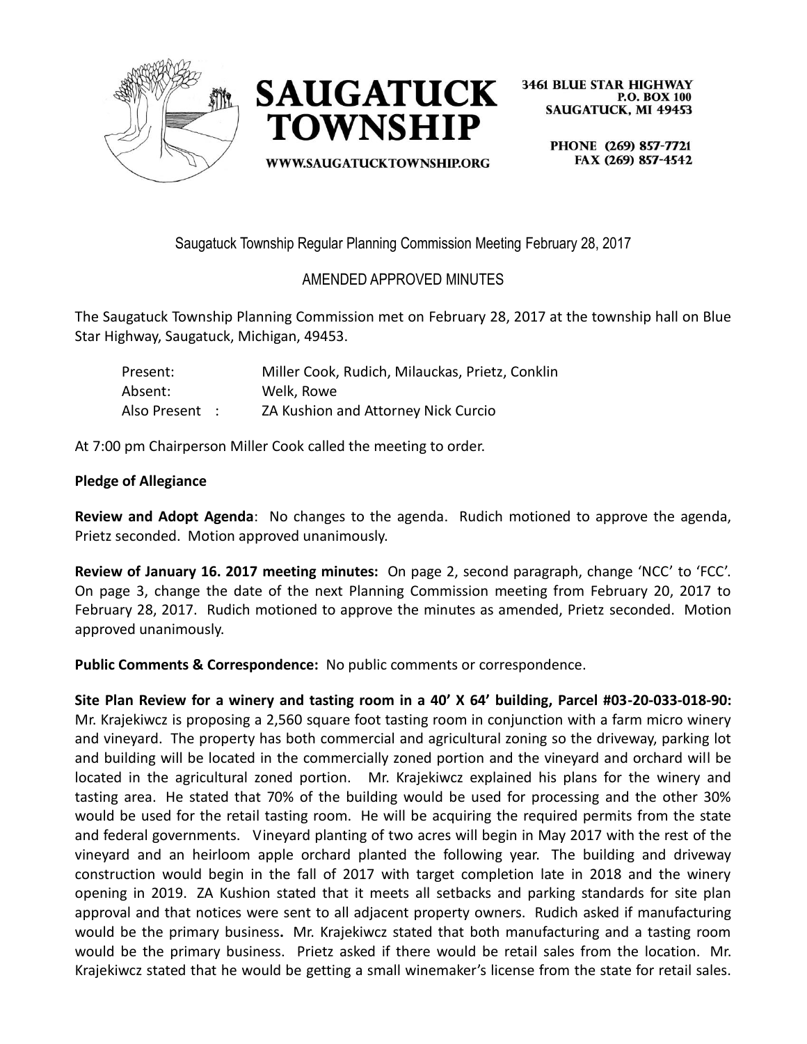SAUGATUCK TOWNSHIP

WWW.SAUGATUCKTOWNSHIP.ORG

3461 BLUE STAR HIGHWAY
P.O. BOX 100
SAUGATUCK, MI 49453

PHONE (269) 857-7721
FAX (269) 857-4542

Saugatuck Township Regular Planning Commission Meeting February 28, 2017

AMENDED APPROVED MINUTES

The Saugatuck Township Planning Commission met on February 28, 2017 at the township hall on Blue Star Highway, Saugatuck, Michigan, 49453.

| | |
|---|---|
| Present: | Miller Cook, Rudich, Milauckas, Prietz, Conklin |
| Absent: | Welk, Rowe |
| Also Present : | ZA Kushion and Attorney Nick Curcio |

At 7:00 pm Chairperson Miller Cook called the meeting to order.

**Pledge of Allegiance**

**Review and Adopt Agenda**: No changes to the agenda. Rudich motioned to approve the agenda, Prietz seconded. Motion approved unanimously.

**Review of January 16. 2017 meeting minutes:** On page 2, second paragraph, change 'NCC' to 'FCC'. On page 3, change the date of the next Planning Commission meeting from February 20, 2017 to February 28, 2017. Rudich motioned to approve the minutes as amended, Prietz seconded. Motion approved unanimously.

**Public Comments & Correspondence:** No public comments or correspondence.

**Site Plan Review for a winery and tasting room in a 40' X 64' building, Parcel #03-20-033-018-90:** Mr. Krajekiwcz is proposing a 2,560 square foot tasting room in conjunction with a farm micro winery and vineyard. The property has both commercial and agricultural zoning so the driveway, parking lot and building will be located in the commercially zoned portion and the vineyard and orchard will be located in the agricultural zoned portion. Mr. Krajekiwcz explained his plans for the winery and tasting area. He stated that 70% of the building would be used for processing and the other 30% would be used for the retail tasting room. He will be acquiring the required permits from the state and federal governments. Vineyard planting of two acres will begin in May 2017 with the rest of the vineyard and an heirloom apple orchard planted the following year. The building and driveway construction would begin in the fall of 2017 with target completion late in 2018 and the winery opening in 2019. ZA Kushion stated that it meets all setbacks and parking standards for site plan approval and that notices were sent to all adjacent property owners. Rudich asked if manufacturing would be the primary business**.** Mr. Krajekiwcz stated that both manufacturing and a tasting room would be the primary business. Prietz asked if there would be retail sales from the location. Mr. Krajekiwcz stated that he would be getting a small winemaker's license from the state for retail sales.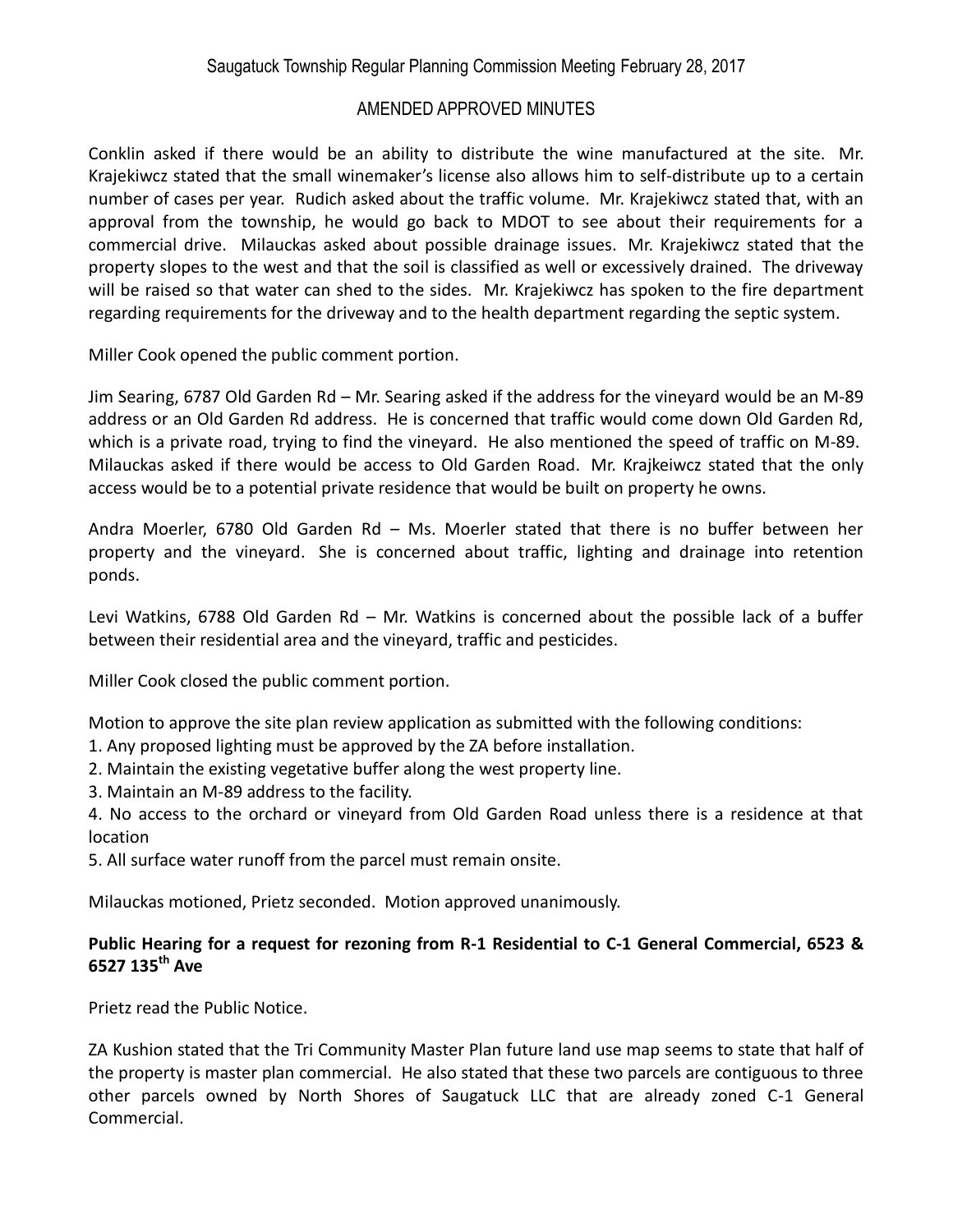Conklin asked if there would be an ability to distribute the wine manufactured at the site. Mr. Krajekiwcz stated that the small winemaker's license also allows him to self-distribute up to a certain number of cases per year. Rudich asked about the traffic volume. Mr. Krajekiwcz stated that, with an approval from the township, he would go back to MDOT to see about their requirements for a commercial drive. Milauckas asked about possible drainage issues. Mr. Krajekiwcz stated that the property slopes to the west and that the soil is classified as well or excessively drained. The driveway will be raised so that water can shed to the sides. Mr. Krajekiwcz has spoken to the fire department regarding requirements for the driveway and to the health department regarding the septic system.

Miller Cook opened the public comment portion.

Jim Searing, 6787 Old Garden Rd – Mr. Searing asked if the address for the vineyard would be an M-89 address or an Old Garden Rd address. He is concerned that traffic would come down Old Garden Rd, which is a private road, trying to find the vineyard. He also mentioned the speed of traffic on M-89. Milauckas asked if there would be access to Old Garden Road. Mr. Krajkeiwcz stated that the only access would be to a potential private residence that would be built on property he owns.

Andra Moerler, 6780 Old Garden Rd – Ms. Moerler stated that there is no buffer between her property and the vineyard. She is concerned about traffic, lighting and drainage into retention ponds.

Levi Watkins, 6788 Old Garden Rd – Mr. Watkins is concerned about the possible lack of a buffer between their residential area and the vineyard, traffic and pesticides.

Miller Cook closed the public comment portion.

Motion to approve the site plan review application as submitted with the following conditions:

1. Any proposed lighting must be approved by the ZA before installation.
2. Maintain the existing vegetative buffer along the west property line.
3. Maintain an M-89 address to the facility.
4. No access to the orchard or vineyard from Old Garden Road unless there is a residence at that location
5. All surface water runoff from the parcel must remain onsite.

Milauckas motioned, Prietz seconded. Motion approved unanimously.

**Public Hearing for a request for rezoning from R-1 Residential to C-1 General Commercial, 6523 & 6527 135th Ave**

Prietz read the Public Notice.

ZA Kushion stated that the Tri Community Master Plan future land use map seems to state that half of the property is master plan commercial. He also stated that these two parcels are contiguous to three other parcels owned by North Shores of Saugatuck LLC that are already zoned C-1 General Commercial.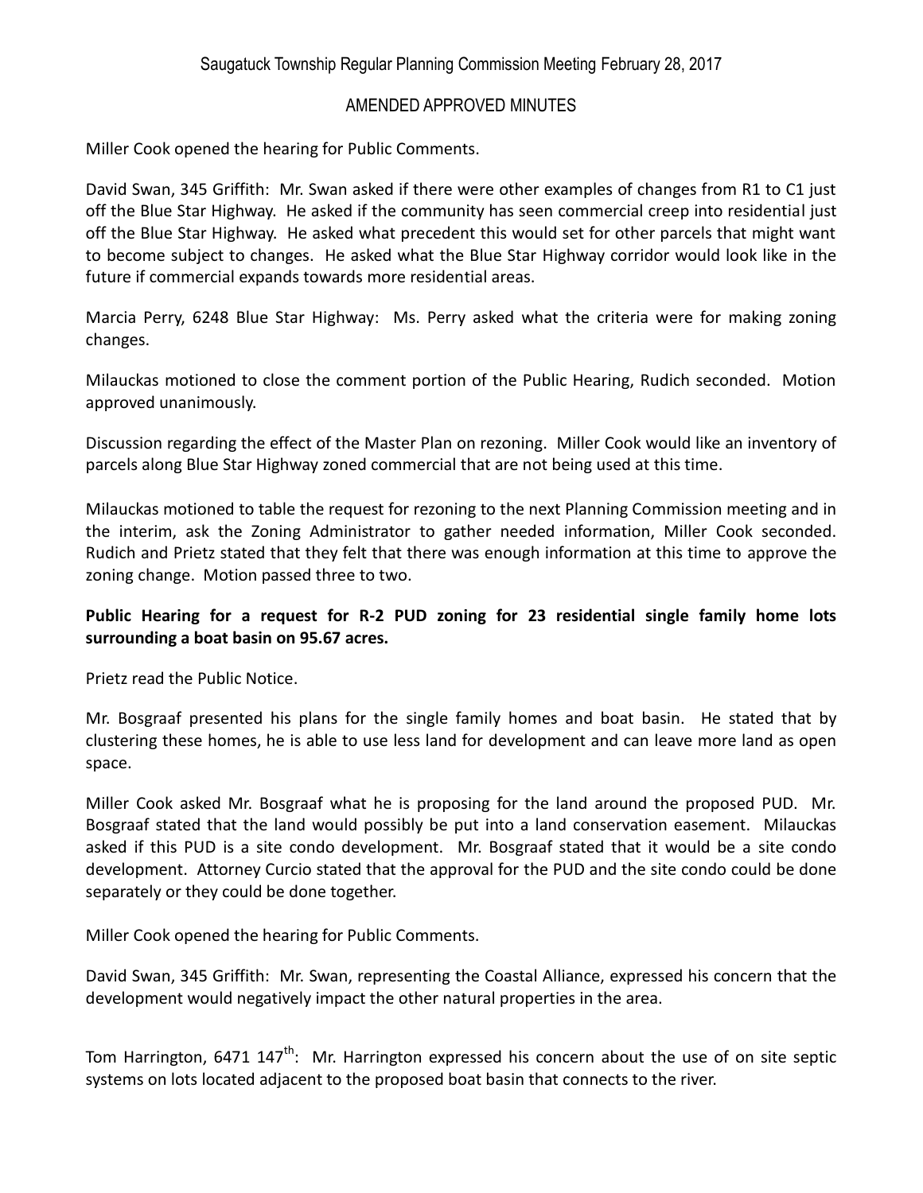Saugatuck Township Regular Planning Commission Meeting February 28, 2017

AMENDED APPROVED MINUTES

Miller Cook opened the hearing for Public Comments.

David Swan, 345 Griffith: Mr. Swan asked if there were other examples of changes from R1 to C1 just off the Blue Star Highway. He asked if the community has seen commercial creep into residential just off the Blue Star Highway. He asked what precedent this would set for other parcels that might want to become subject to changes. He asked what the Blue Star Highway corridor would look like in the future if commercial expands towards more residential areas.

Marcia Perry, 6248 Blue Star Highway: Ms. Perry asked what the criteria were for making zoning changes.

Milauckas motioned to close the comment portion of the Public Hearing, Rudich seconded. Motion approved unanimously.

Discussion regarding the effect of the Master Plan on rezoning. Miller Cook would like an inventory of parcels along Blue Star Highway zoned commercial that are not being used at this time.

Milauckas motioned to table the request for rezoning to the next Planning Commission meeting and in the interim, ask the Zoning Administrator to gather needed information, Miller Cook seconded. Rudich and Prietz stated that they felt that there was enough information at this time to approve the zoning change. Motion passed three to two.

**Public Hearing for a request for R-2 PUD zoning for 23 residential single family home lots surrounding a boat basin on 95.67 acres.**

Prietz read the Public Notice.

Mr. Bosgraaf presented his plans for the single family homes and boat basin. He stated that by clustering these homes, he is able to use less land for development and can leave more land as open space.

Miller Cook asked Mr. Bosgraaf what he is proposing for the land around the proposed PUD. Mr. Bosgraaf stated that the land would possibly be put into a land conservation easement. Milauckas asked if this PUD is a site condo development. Mr. Bosgraaf stated that it would be a site condo development. Attorney Curcio stated that the approval for the PUD and the site condo could be done separately or they could be done together.

Miller Cook opened the hearing for Public Comments.

David Swan, 345 Griffith: Mr. Swan, representing the Coastal Alliance, expressed his concern that the development would negatively impact the other natural properties in the area.

Tom Harrington, 6471 147th: Mr. Harrington expressed his concern about the use of on site septic systems on lots located adjacent to the proposed boat basin that connects to the river.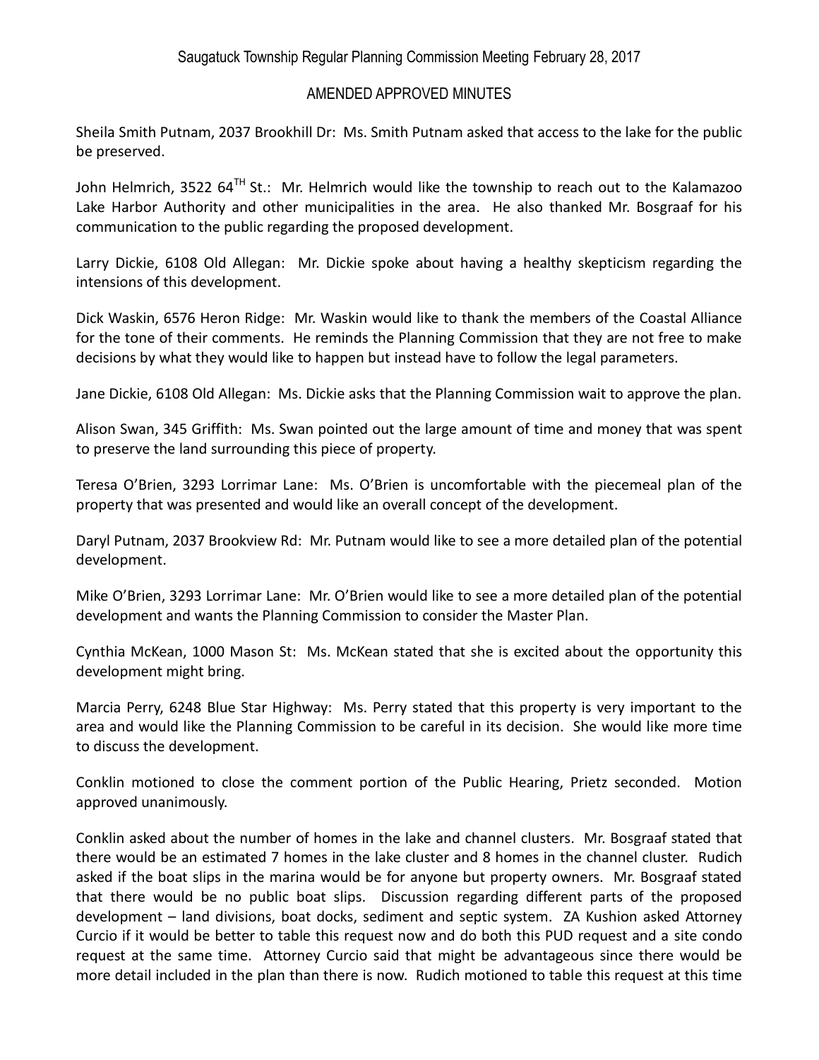Saugatuck Township Regular Planning Commission Meeting February 28, 2017

AMENDED APPROVED MINUTES

Sheila Smith Putnam, 2037 Brookhill Dr: Ms. Smith Putnam asked that access to the lake for the public be preserved.

John Helmrich, 3522 64TH St.: Mr. Helmrich would like the township to reach out to the Kalamazoo Lake Harbor Authority and other municipalities in the area. He also thanked Mr. Bosgraaf for his communication to the public regarding the proposed development.

Larry Dickie, 6108 Old Allegan: Mr. Dickie spoke about having a healthy skepticism regarding the intensions of this development.

Dick Waskin, 6576 Heron Ridge: Mr. Waskin would like to thank the members of the Coastal Alliance for the tone of their comments. He reminds the Planning Commission that they are not free to make decisions by what they would like to happen but instead have to follow the legal parameters.

Jane Dickie, 6108 Old Allegan: Ms. Dickie asks that the Planning Commission wait to approve the plan.

Alison Swan, 345 Griffith: Ms. Swan pointed out the large amount of time and money that was spent to preserve the land surrounding this piece of property.

Teresa O'Brien, 3293 Lorrimar Lane: Ms. O'Brien is uncomfortable with the piecemeal plan of the property that was presented and would like an overall concept of the development.

Daryl Putnam, 2037 Brookview Rd: Mr. Putnam would like to see a more detailed plan of the potential development.

Mike O'Brien, 3293 Lorrimar Lane: Mr. O'Brien would like to see a more detailed plan of the potential development and wants the Planning Commission to consider the Master Plan.

Cynthia McKean, 1000 Mason St: Ms. McKean stated that she is excited about the opportunity this development might bring.

Marcia Perry, 6248 Blue Star Highway: Ms. Perry stated that this property is very important to the area and would like the Planning Commission to be careful in its decision. She would like more time to discuss the development.

Conklin motioned to close the comment portion of the Public Hearing, Prietz seconded. Motion approved unanimously.

Conklin asked about the number of homes in the lake and channel clusters. Mr. Bosgraaf stated that there would be an estimated 7 homes in the lake cluster and 8 homes in the channel cluster. Rudich asked if the boat slips in the marina would be for anyone but property owners. Mr. Bosgraaf stated that there would be no public boat slips. Discussion regarding different parts of the proposed development – land divisions, boat docks, sediment and septic system. ZA Kushion asked Attorney Curcio if it would be better to table this request now and do both this PUD request and a site condo request at the same time. Attorney Curcio said that might be advantageous since there would be more detail included in the plan than there is now. Rudich motioned to table this request at this time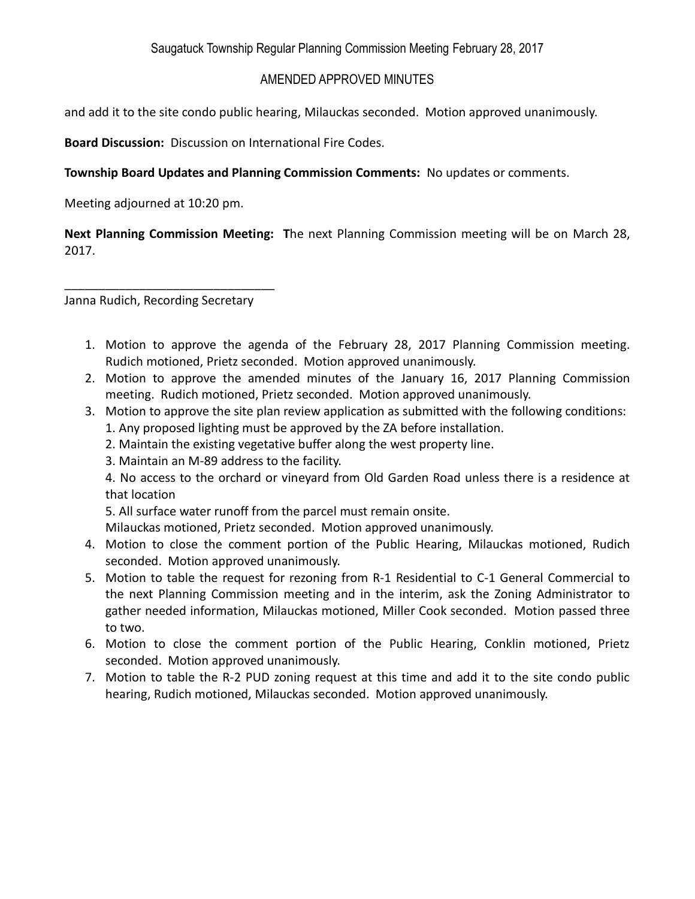and add it to the site condo public hearing, Milauckas seconded. Motion approved unanimously.

**Board Discussion:** Discussion on International Fire Codes.

**Township Board Updates and Planning Commission Comments:** No updates or comments.

Meeting adjourned at 10:20 pm.

**Next Planning Commission Meeting:** **T**he next Planning Commission meeting will be on March 28, 2017.

_______________________________
Janna Rudich, Recording Secretary

1. Motion to approve the agenda of the February 28, 2017 Planning Commission meeting. Rudich motioned, Prietz seconded. Motion approved unanimously.
2. Motion to approve the amended minutes of the January 16, 2017 Planning Commission meeting. Rudich motioned, Prietz seconded. Motion approved unanimously.
3. Motion to approve the site plan review application as submitted with the following conditions:
   1. Any proposed lighting must be approved by the ZA before installation.
   2. Maintain the existing vegetative buffer along the west property line.
   3. Maintain an M-89 address to the facility.
   4. No access to the orchard or vineyard from Old Garden Road unless there is a residence at that location
   5. All surface water runoff from the parcel must remain onsite.

   Milauckas motioned, Prietz seconded. Motion approved unanimously.
4. Motion to close the comment portion of the Public Hearing, Milauckas motioned, Rudich seconded. Motion approved unanimously.
5. Motion to table the request for rezoning from R-1 Residential to C-1 General Commercial to the next Planning Commission meeting and in the interim, ask the Zoning Administrator to gather needed information, Milauckas motioned, Miller Cook seconded. Motion passed three to two.
6. Motion to close the comment portion of the Public Hearing, Conklin motioned, Prietz seconded. Motion approved unanimously.
7. Motion to table the R-2 PUD zoning request at this time and add it to the site condo public hearing, Rudich motioned, Milauckas seconded. Motion approved unanimously.